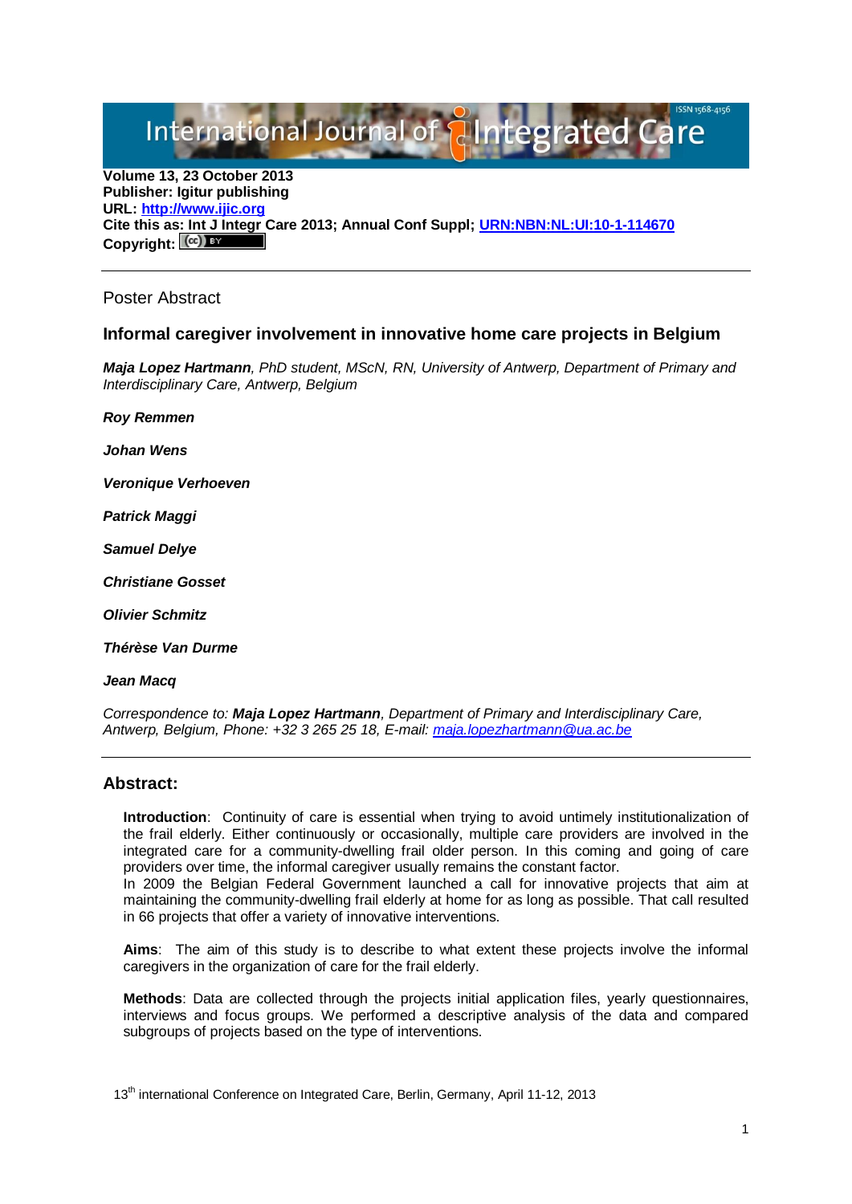Volume 13, 23 October 2013
**Publisher: Igitur publishing**
**URL: http://www.ijic.org**
**Cite this as: Int J Integr Care 2013; Annual Conf Suppl; URN:NBN:NL:UI:10-1-114670**
**Copyright:**

Poster Abstract

## Informal caregiver involvement in innovative home care projects in Belgium

***Maja Lopez Hartmann**, PhD student, MScN, RN, University of Antwerp, Department of Primary and Interdisciplinary Care, Antwerp, Belgium*

***Roy Remmen***

***Johan Wens***

***Veronique Verhoeven***

***Patrick Maggi***

***Samuel Delye***

***Christiane Gosset***

***Olivier Schmitz***

***Thérèse Van Durme***

***Jean Macq***

*Correspondence to: **Maja Lopez Hartmann**, Department of Primary and Interdisciplinary Care, Antwerp, Belgium, Phone: +32 3 265 25 18, E-mail: maja.lopezhartmann@ua.ac.be*

## Abstract:

**Introduction**: Continuity of care is essential when trying to avoid untimely institutionalization of the frail elderly. Either continuously or occasionally, multiple care providers are involved in the integrated care for a community-dwelling frail older person. In this coming and going of care providers over time, the informal caregiver usually remains the constant factor.
In 2009 the Belgian Federal Government launched a call for innovative projects that aim at maintaining the community-dwelling frail elderly at home for as long as possible. That call resulted in 66 projects that offer a variety of innovative interventions.

**Aims**: The aim of this study is to describe to what extent these projects involve the informal caregivers in the organization of care for the frail elderly.

**Methods**: Data are collected through the projects initial application files, yearly questionnaires, interviews and focus groups. We performed a descriptive analysis of the data and compared subgroups of projects based on the type of interventions.

13th international Conference on Integrated Care, Berlin, Germany, April 11-12, 2013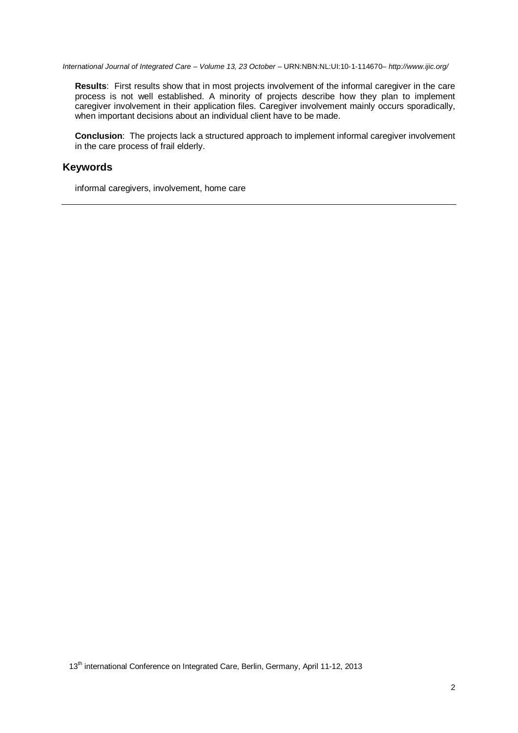**Results**: First results show that in most projects involvement of the informal caregiver in the care process is not well established. A minority of projects describe how they plan to implement caregiver involvement in their application files. Caregiver involvement mainly occurs sporadically, when important decisions about an individual client have to be made.

**Conclusion**: The projects lack a structured approach to implement informal caregiver involvement in the care process of frail elderly.

## Keywords

informal caregivers, involvement, home care